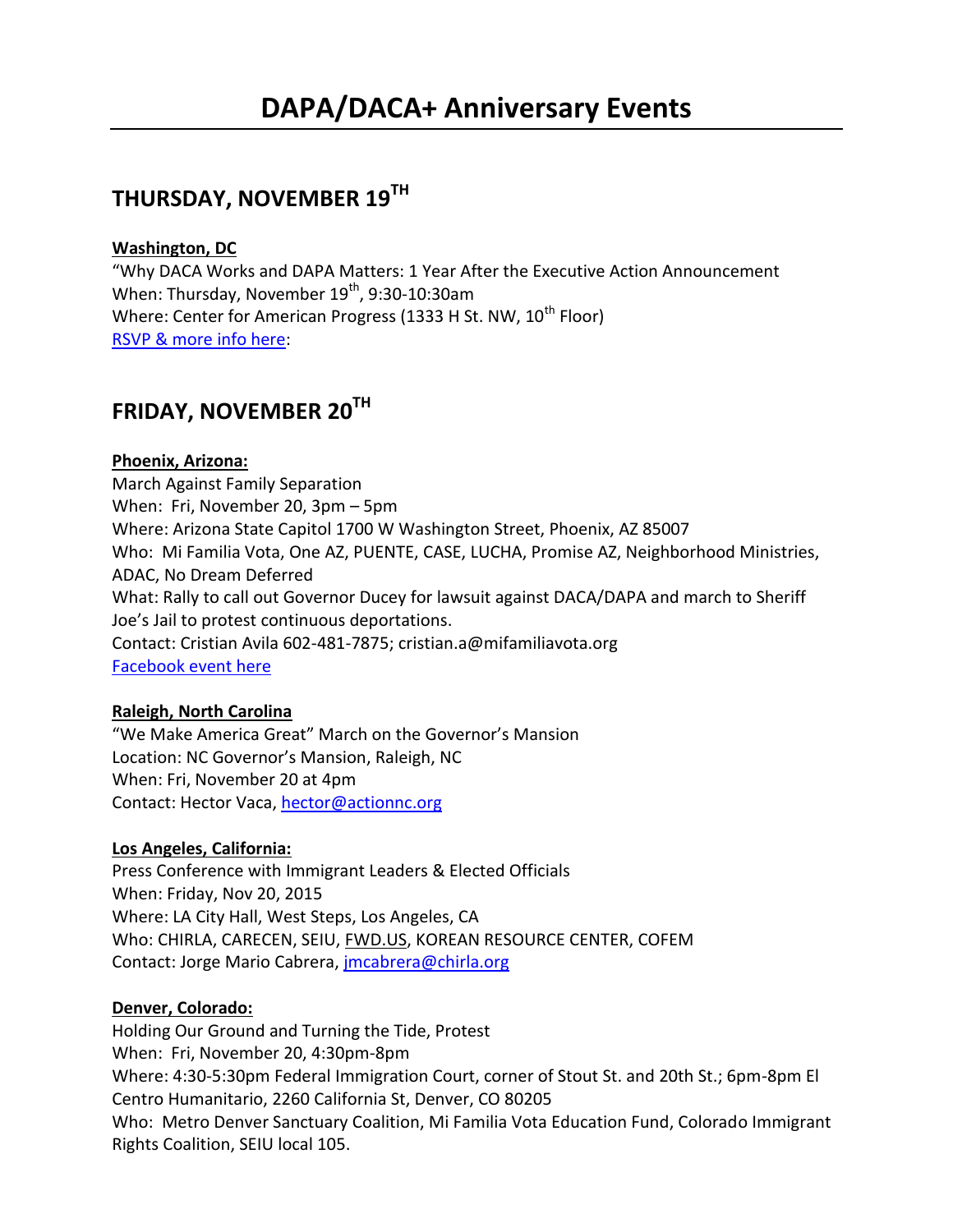# DAPA/DACA+ Anniversary Events

## THURSDAY, NOVEMBER 19TH

**Washington, DC**

"Why DACA Works and DAPA Matters: 1 Year After the Executive Action Announcement
When: Thursday, November 19th, 9:30-10:30am
Where: Center for American Progress (1333 H St. NW, 10th Floor)
RSVP & more info here:

## FRIDAY, NOVEMBER 20TH

**Phoenix, Arizona:**

March Against Family Separation
When: Fri, November 20, 3pm – 5pm
Where: Arizona State Capitol 1700 W Washington Street, Phoenix, AZ 85007
Who: Mi Familia Vota, One AZ, PUENTE, CASE, LUCHA, Promise AZ, Neighborhood Ministries, ADAC, No Dream Deferred
What: Rally to call out Governor Ducey for lawsuit against DACA/DAPA and march to Sheriff Joe's Jail to protest continuous deportations.
Contact: Cristian Avila 602-481-7875; cristian.a@mifamiliavota.org
Facebook event here

**Raleigh, North Carolina**

"We Make America Great" March on the Governor's Mansion
Location: NC Governor's Mansion, Raleigh, NC
When: Fri, November 20 at 4pm
Contact: Hector Vaca, hector@actionnc.org

**Los Angeles, California:**

Press Conference with Immigrant Leaders & Elected Officials
When: Friday, Nov 20, 2015
Where: LA City Hall, West Steps, Los Angeles, CA
Who: CHIRLA, CARECEN, SEIU, FWD.US, KOREAN RESOURCE CENTER, COFEM
Contact: Jorge Mario Cabrera, jmcabrera@chirla.org

**Denver, Colorado:**

Holding Our Ground and Turning the Tide, Protest
When: Fri, November 20, 4:30pm-8pm
Where: 4:30-5:30pm Federal Immigration Court, corner of Stout St. and 20th St.; 6pm-8pm El Centro Humanitario, 2260 California St, Denver, CO 80205
Who: Metro Denver Sanctuary Coalition, Mi Familia Vota Education Fund, Colorado Immigrant Rights Coalition, SEIU local 105.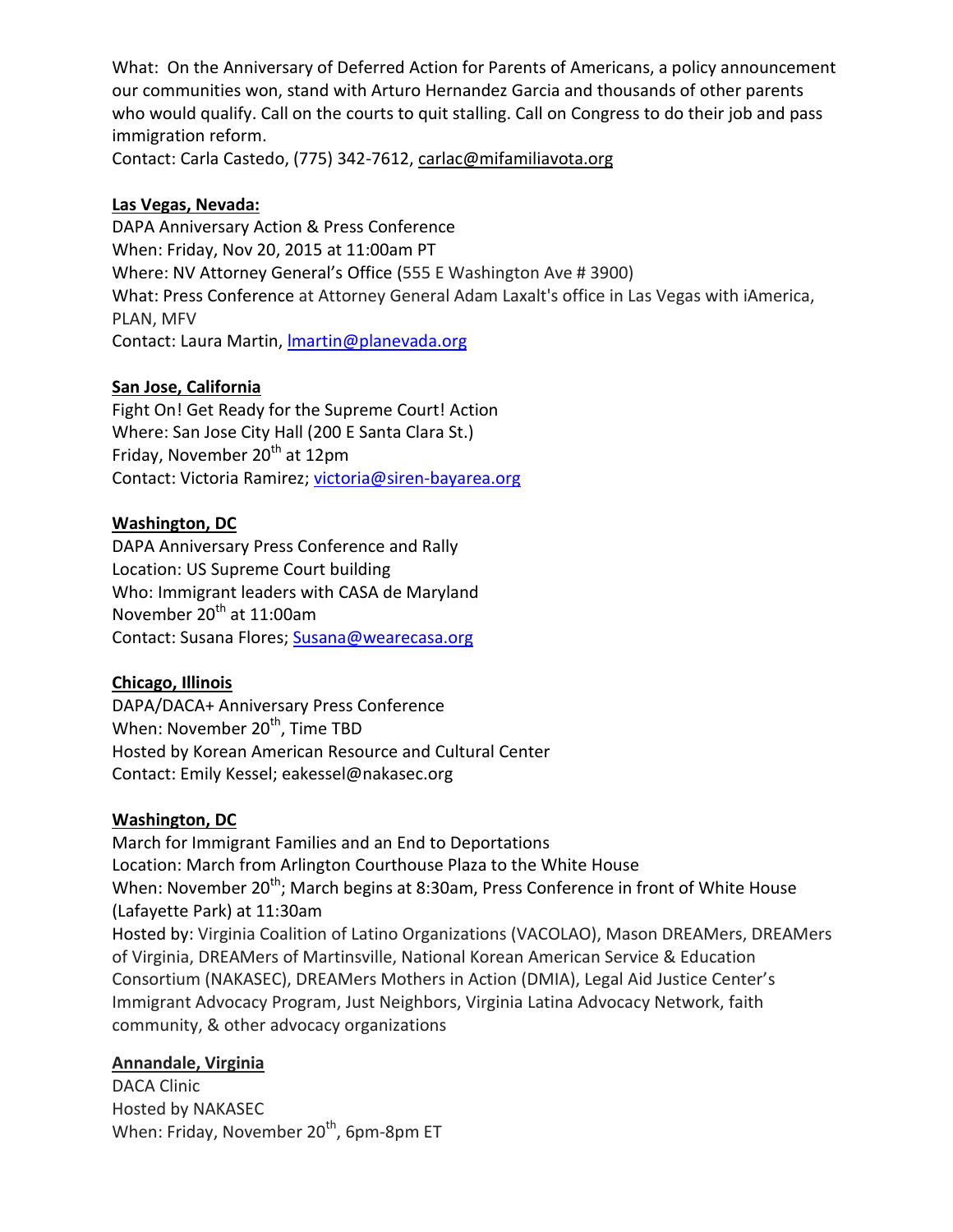What: On the Anniversary of Deferred Action for Parents of Americans, a policy announcement our communities won, stand with Arturo Hernandez Garcia and thousands of other parents who would qualify. Call on the courts to quit stalling. Call on Congress to do their job and pass immigration reform.
Contact: Carla Castedo, (775) 342-7612, carlac@mifamiliavota.org

**Las Vegas, Nevada:**
DAPA Anniversary Action & Press Conference
When: Friday, Nov 20, 2015 at 11:00am PT
Where: NV Attorney General's Office (555 E Washington Ave # 3900)
What: Press Conference at Attorney General Adam Laxalt's office in Las Vegas with iAmerica, PLAN, MFV
Contact: Laura Martin, lmartin@planevada.org

**San Jose, California**
Fight On! Get Ready for the Supreme Court! Action
Where: San Jose City Hall (200 E Santa Clara St.)
Friday, November 20th at 12pm
Contact: Victoria Ramirez; victoria@siren-bayarea.org

**Washington, DC**
DAPA Anniversary Press Conference and Rally
Location: US Supreme Court building
Who: Immigrant leaders with CASA de Maryland
November 20th at 11:00am
Contact: Susana Flores; Susana@wearecasa.org

**Chicago, Illinois**
DAPA/DACA+ Anniversary Press Conference
When: November 20th, Time TBD
Hosted by Korean American Resource and Cultural Center
Contact: Emily Kessel; eakessel@nakasec.org

**Washington, DC**
March for Immigrant Families and an End to Deportations
Location: March from Arlington Courthouse Plaza to the White House
When: November 20th; March begins at 8:30am, Press Conference in front of White House (Lafayette Park) at 11:30am
Hosted by: Virginia Coalition of Latino Organizations (VACOLAO), Mason DREAMers, DREAMers of Virginia, DREAMers of Martinsville, National Korean American Service & Education Consortium (NAKASEC), DREAMers Mothers in Action (DMIA), Legal Aid Justice Center's Immigrant Advocacy Program, Just Neighbors, Virginia Latina Advocacy Network, faith community, & other advocacy organizations

**Annandale, Virginia**
DACA Clinic
Hosted by NAKASEC
When: Friday, November 20th, 6pm-8pm ET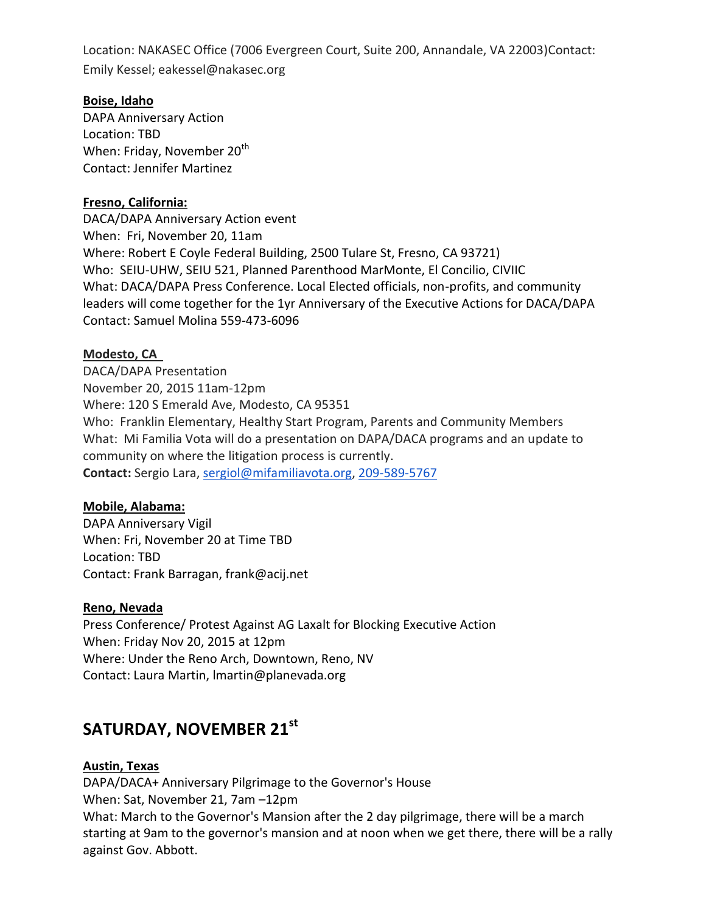Location: NAKASEC Office (7006 Evergreen Court, Suite 200, Annandale, VA 22003)Contact: Emily Kessel; eakessel@nakasec.org

**Boise, Idaho**

DAPA Anniversary Action
Location: TBD
When: Friday, November 20th
Contact: Jennifer Martinez

**Fresno, California:**

DACA/DAPA Anniversary Action event
When: Fri, November 20, 11am
Where: Robert E Coyle Federal Building, 2500 Tulare St, Fresno, CA 93721)
Who: SEIU-UHW, SEIU 521, Planned Parenthood MarMonte, El Concilio, CIVIIC
What: DACA/DAPA Press Conference. Local Elected officials, non-profits, and community leaders will come together for the 1yr Anniversary of the Executive Actions for DACA/DAPA
Contact: Samuel Molina 559-473-6096

**Modesto, CA**

DACA/DAPA Presentation
November 20, 2015 11am-12pm
Where: 120 S Emerald Ave, Modesto, CA 95351
Who: Franklin Elementary, Healthy Start Program, Parents and Community Members
What: Mi Familia Vota will do a presentation on DAPA/DACA programs and an update to community on where the litigation process is currently.
**Contact:** Sergio Lara, sergiol@mifamiliavota.org, 209-589-5767

**Mobile, Alabama:**

DAPA Anniversary Vigil
When: Fri, November 20 at Time TBD
Location: TBD
Contact: Frank Barragan, frank@acij.net

**Reno, Nevada**

Press Conference/ Protest Against AG Laxalt for Blocking Executive Action
When: Friday Nov 20, 2015 at 12pm
Where: Under the Reno Arch, Downtown, Reno, NV
Contact: Laura Martin, lmartin@planevada.org

## SATURDAY, NOVEMBER 21st

**Austin, Texas**

DAPA/DACA+ Anniversary Pilgrimage to the Governor's House
When: Sat, November 21, 7am –12pm
What: March to the Governor's Mansion after the 2 day pilgrimage, there will be a march starting at 9am to the governor's mansion and at noon when we get there, there will be a rally against Gov. Abbott.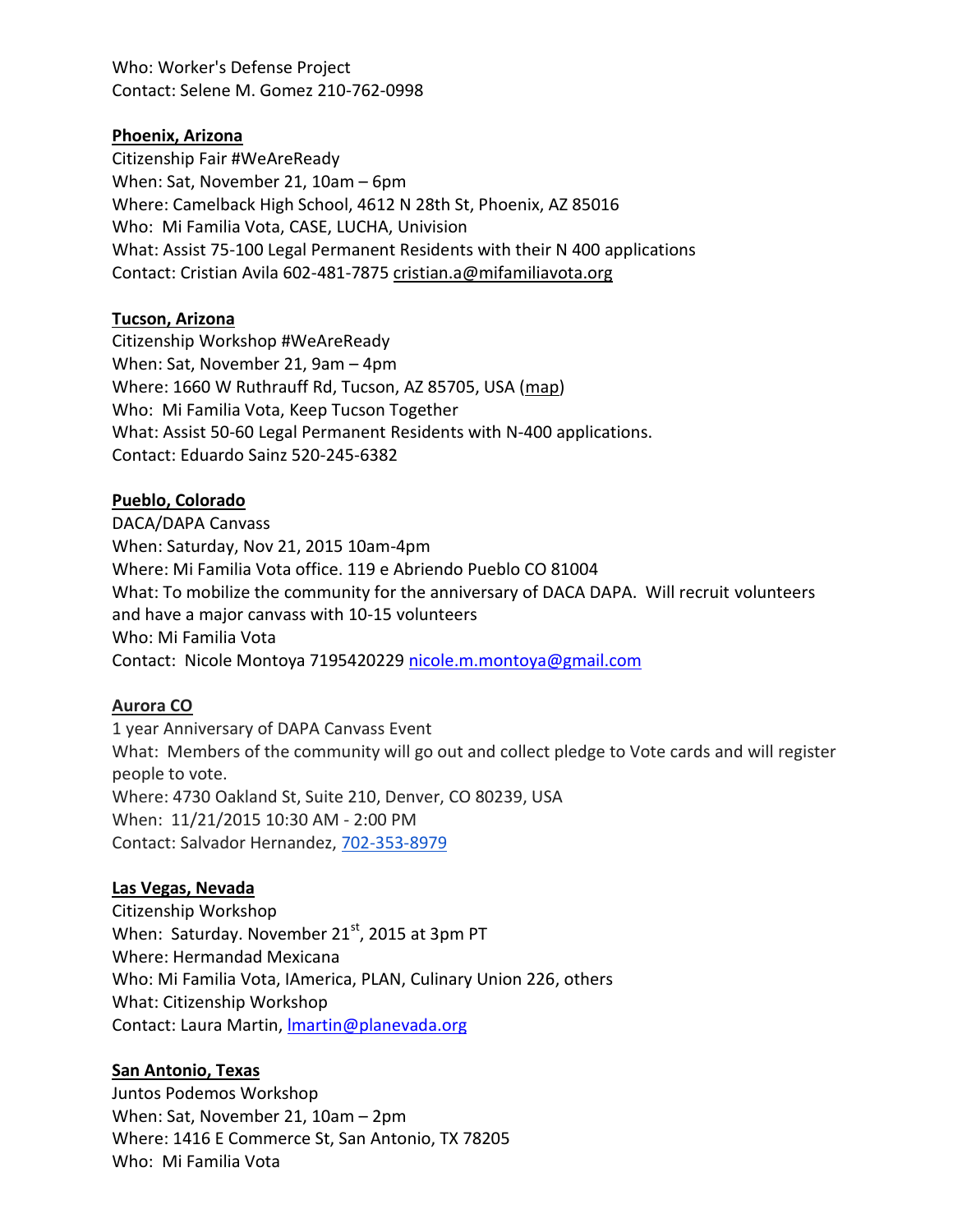Who: Worker's Defense Project
Contact: Selene M. Gomez 210-762-0998

**Phoenix, Arizona**
Citizenship Fair #WeAreReady
When: Sat, November 21, 10am – 6pm
Where: Camelback High School, 4612 N 28th St, Phoenix, AZ 85016
Who: Mi Familia Vota, CASE, LUCHA, Univision
What: Assist 75-100 Legal Permanent Residents with their N 400 applications
Contact: Cristian Avila 602-481-7875 cristian.a@mifamiliavota.org

**Tucson, Arizona**
Citizenship Workshop #WeAreReady
When: Sat, November 21, 9am – 4pm
Where: 1660 W Ruthrauff Rd, Tucson, AZ 85705, USA (map)
Who: Mi Familia Vota, Keep Tucson Together
What: Assist 50-60 Legal Permanent Residents with N-400 applications.
Contact: Eduardo Sainz 520-245-6382

**Pueblo, Colorado**
DACA/DAPA Canvass
When: Saturday, Nov 21, 2015 10am-4pm
Where: Mi Familia Vota office. 119 e Abriendo Pueblo CO 81004
What: To mobilize the community for the anniversary of DACA DAPA. Will recruit volunteers and have a major canvass with 10-15 volunteers
Who: Mi Familia Vota
Contact: Nicole Montoya 7195420229 nicole.m.montoya@gmail.com

**Aurora CO**
1 year Anniversary of DAPA Canvass Event
What: Members of the community will go out and collect pledge to Vote cards and will register people to vote.
Where: 4730 Oakland St, Suite 210, Denver, CO 80239, USA
When: 11/21/2015 10:30 AM - 2:00 PM
Contact: Salvador Hernandez, 702-353-8979

**Las Vegas, Nevada**
Citizenship Workshop
When: Saturday. November 21st, 2015 at 3pm PT
Where: Hermandad Mexicana
Who: Mi Familia Vota, IAmerica, PLAN, Culinary Union 226, others
What: Citizenship Workshop
Contact: Laura Martin, lmartin@planevada.org

**San Antonio, Texas**
Juntos Podemos Workshop
When: Sat, November 21, 10am – 2pm
Where: 1416 E Commerce St, San Antonio, TX 78205
Who: Mi Familia Vota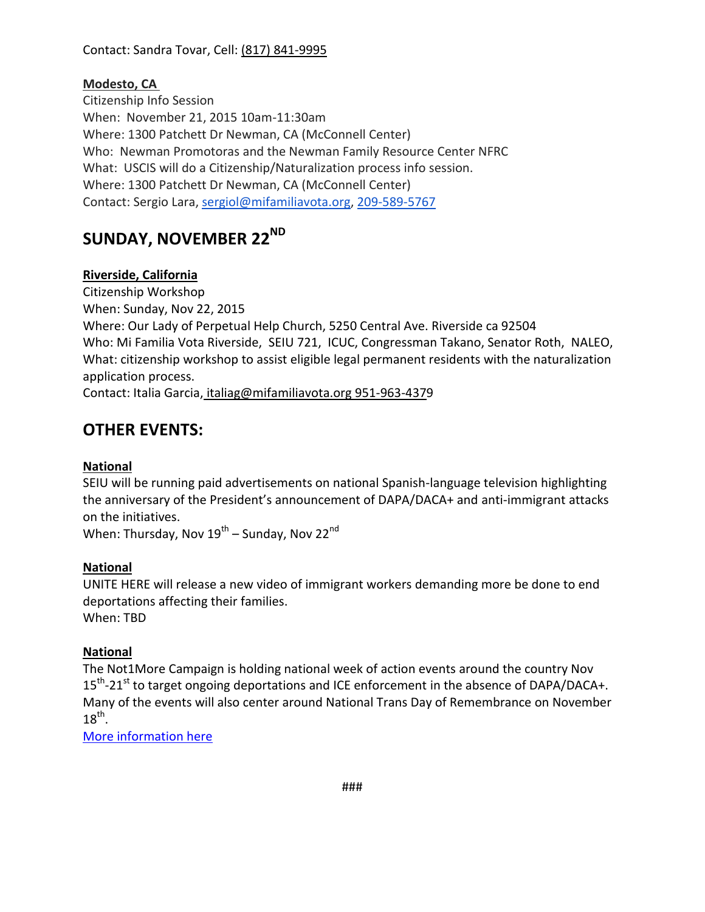Contact: Sandra Tovar, Cell: (817) 841-9995

**Modesto, CA**

Citizenship Info Session
When: November 21, 2015 10am-11:30am
Where: 1300 Patchett Dr Newman, CA (McConnell Center)
Who: Newman Promotoras and the Newman Family Resource Center NFRC
What: USCIS will do a Citizenship/Naturalization process info session.
Where: 1300 Patchett Dr Newman, CA (McConnell Center)
Contact: Sergio Lara, sergiol@mifamiliavota.org, 209-589-5767

## SUNDAY, NOVEMBER 22ND

**Riverside, California**

Citizenship Workshop
When: Sunday, Nov 22, 2015
Where: Our Lady of Perpetual Help Church, 5250 Central Ave. Riverside ca 92504
Who: Mi Familia Vota Riverside, SEIU 721, ICUC, Congressman Takano, Senator Roth, NALEO,
What: citizenship workshop to assist eligible legal permanent residents with the naturalization application process.
Contact: Italia Garcia, italiag@mifamiliavota.org 951-963-4379

## OTHER EVENTS:

**National**

SEIU will be running paid advertisements on national Spanish-language television highlighting the anniversary of the President's announcement of DAPA/DACA+ and anti-immigrant attacks on the initiatives.
When: Thursday, Nov 19th – Sunday, Nov 22nd

**National**

UNITE HERE will release a new video of immigrant workers demanding more be done to end deportations affecting their families.
When: TBD

**National**

The Not1More Campaign is holding national week of action events around the country Nov 15th-21st to target ongoing deportations and ICE enforcement in the absence of DAPA/DACA+. Many of the events will also center around National Trans Day of Remembrance on November 18th.
More information here

###